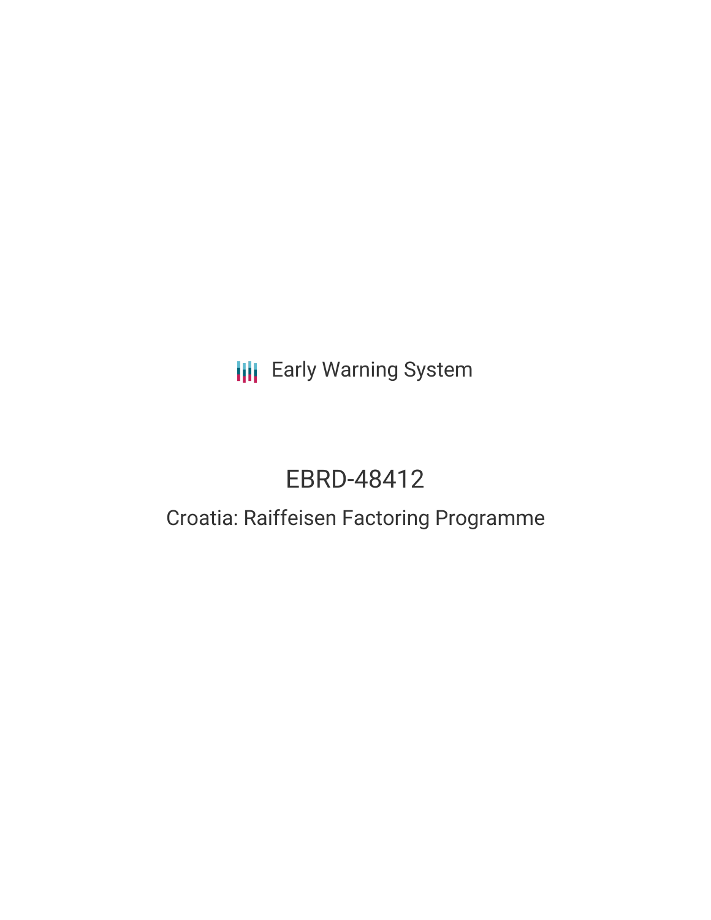Early Warning System

# EBRD-48412

## Croatia: Raiffeisen Factoring Programme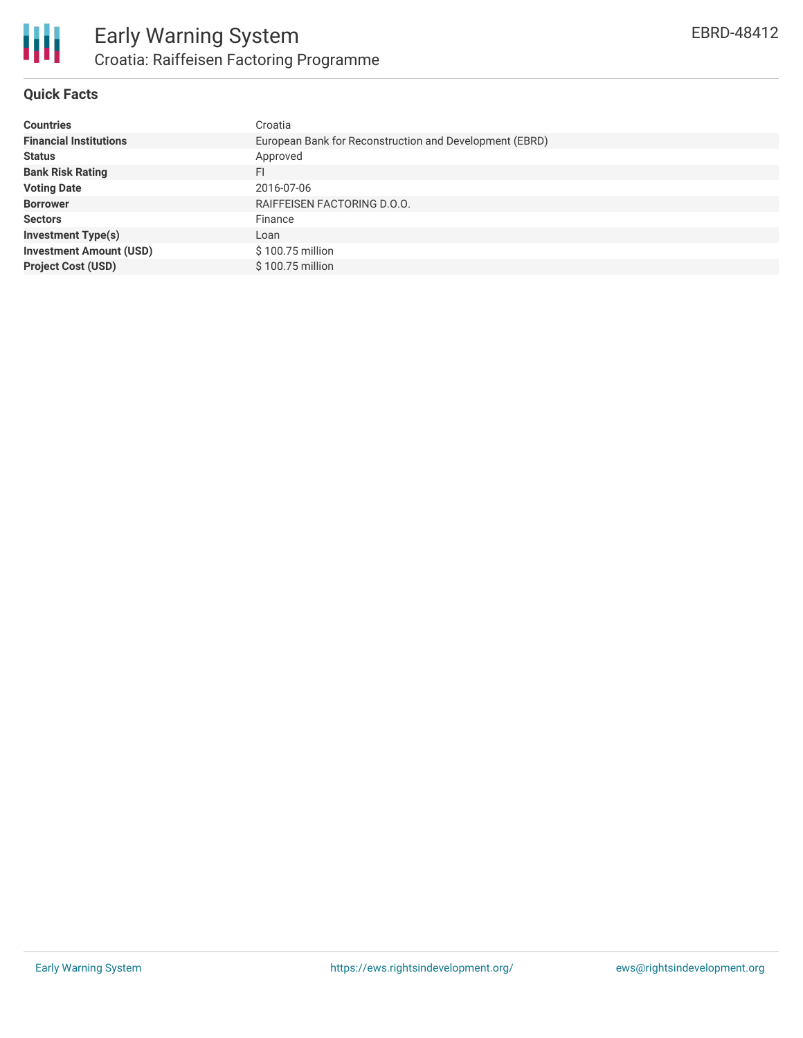# Early Warning System

## Croatia: Raiffeisen Factoring Programme

EBRD-48412

### Quick Facts

| | |
|---|---|
| **Countries** | Croatia |
| **Financial Institutions** | European Bank for Reconstruction and Development (EBRD) |
| **Status** | Approved |
| **Bank Risk Rating** | FI |
| **Voting Date** | 2016-07-06 |
| **Borrower** | RAIFFEISEN FACTORING D.O.O. |
| **Sectors** | Finance |
| **Investment Type(s)** | Loan |
| **Investment Amount (USD)** | $ 100.75 million |
| **Project Cost (USD)** | $ 100.75 million |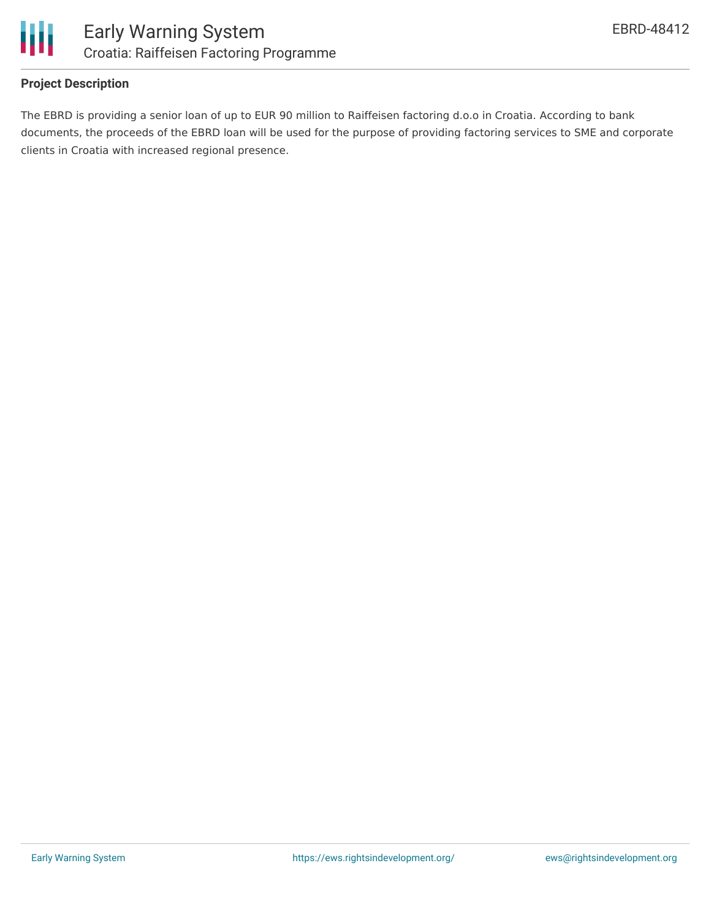## Project Description

The EBRD is providing a senior loan of up to EUR 90 million to Raiffeisen factoring d.o.o in Croatia. According to bank documents, the proceeds of the EBRD loan will be used for the purpose of providing factoring services to SME and corporate clients in Croatia with increased regional presence.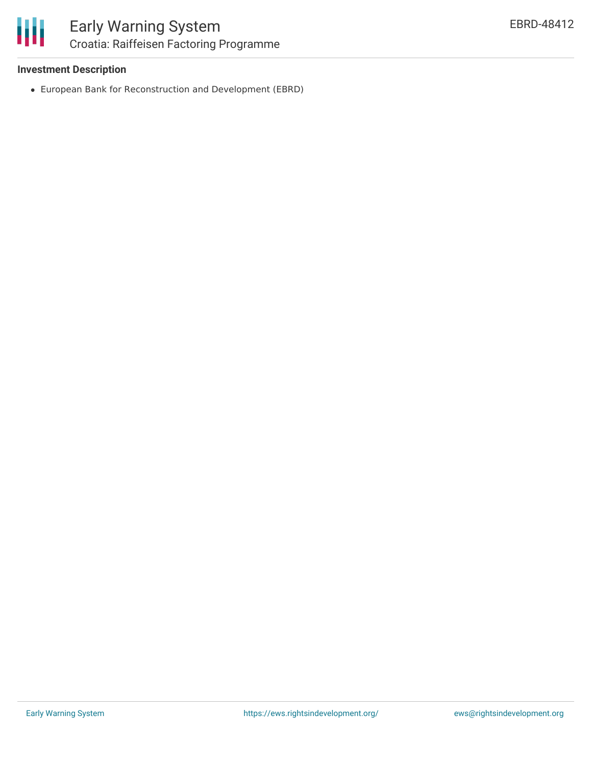**Investment Description**

- European Bank for Reconstruction and Development (EBRD)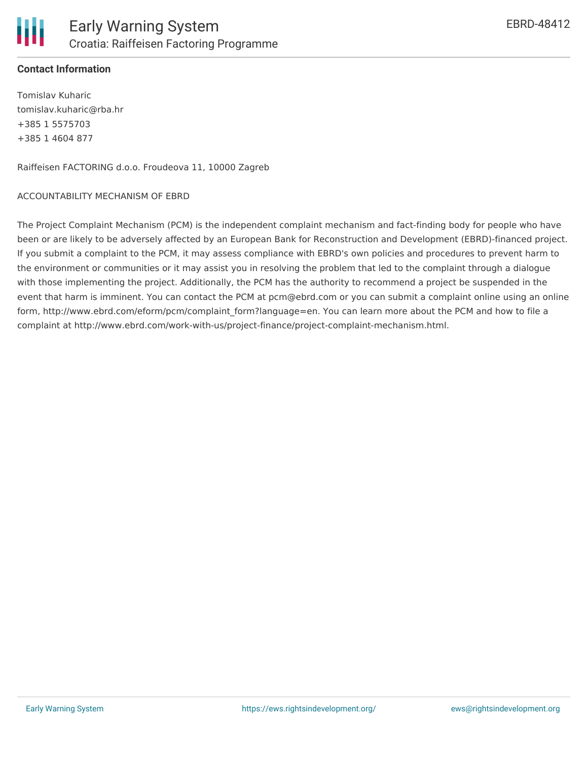**Contact Information**

Tomislav Kuharic
tomislav.kuharic@rba.hr
+385 1 5575703
+385 1 4604 877

Raiffeisen FACTORING d.o.o. Froudeova 11, 10000 Zagreb

ACCOUNTABILITY MECHANISM OF EBRD

The Project Complaint Mechanism (PCM) is the independent complaint mechanism and fact-finding body for people who have been or are likely to be adversely affected by an European Bank for Reconstruction and Development (EBRD)-financed project. If you submit a complaint to the PCM, it may assess compliance with EBRD's own policies and procedures to prevent harm to the environment or communities or it may assist you in resolving the problem that led to the complaint through a dialogue with those implementing the project. Additionally, the PCM has the authority to recommend a project be suspended in the event that harm is imminent. You can contact the PCM at pcm@ebrd.com or you can submit a complaint online using an online form, http://www.ebrd.com/eform/pcm/complaint_form?language=en. You can learn more about the PCM and how to file a complaint at http://www.ebrd.com/work-with-us/project-finance/project-complaint-mechanism.html.